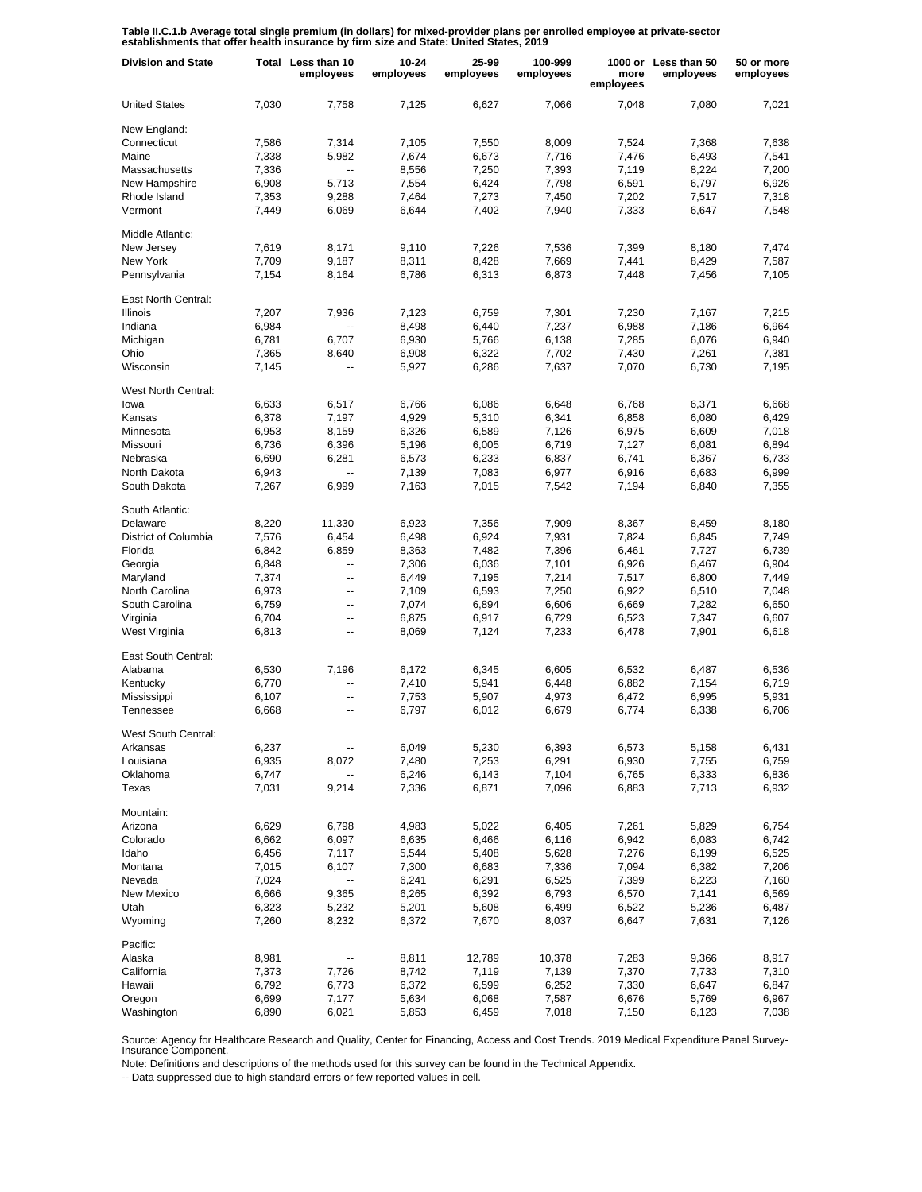**Table II.C.1.b Average total single premium (in dollars) for mixed-provider plans per enrolled employee at private-sector establishments that offer health insurance by firm size and State: United States, 2019**

| Division and State | Total | Less than 10 employees | 10-24 employees | 25-99 employees | 100-999 employees | 1000 or more employees | Less than 50 employees | 50 or more employees |
|---|---|---|---|---|---|---|---|---|
| United States | 7,030 | 7,758 | 7,125 | 6,627 | 7,066 | 7,048 | 7,080 | 7,021 |
| New England: | | | | | | | | |
| Connecticut | 7,586 | 7,314 | 7,105 | 7,550 | 8,009 | 7,524 | 7,368 | 7,638 |
| Maine | 7,338 | 5,982 | 7,674 | 6,673 | 7,716 | 7,476 | 6,493 | 7,541 |
| Massachusetts | 7,336 | -- | 8,556 | 7,250 | 7,393 | 7,119 | 8,224 | 7,200 |
| New Hampshire | 6,908 | 5,713 | 7,554 | 6,424 | 7,798 | 6,591 | 6,797 | 6,926 |
| Rhode Island | 7,353 | 9,288 | 7,464 | 7,273 | 7,450 | 7,202 | 7,517 | 7,318 |
| Vermont | 7,449 | 6,069 | 6,644 | 7,402 | 7,940 | 7,333 | 6,647 | 7,548 |
| Middle Atlantic: | | | | | | | | |
| New Jersey | 7,619 | 8,171 | 9,110 | 7,226 | 7,536 | 7,399 | 8,180 | 7,474 |
| New York | 7,709 | 9,187 | 8,311 | 8,428 | 7,669 | 7,441 | 8,429 | 7,587 |
| Pennsylvania | 7,154 | 8,164 | 6,786 | 6,313 | 6,873 | 7,448 | 7,456 | 7,105 |
| East North Central: | | | | | | | | |
| Illinois | 7,207 | 7,936 | 7,123 | 6,759 | 7,301 | 7,230 | 7,167 | 7,215 |
| Indiana | 6,984 | -- | 8,498 | 6,440 | 7,237 | 6,988 | 7,186 | 6,964 |
| Michigan | 6,781 | 6,707 | 6,930 | 5,766 | 6,138 | 7,285 | 6,076 | 6,940 |
| Ohio | 7,365 | 8,640 | 6,908 | 6,322 | 7,702 | 7,430 | 7,261 | 7,381 |
| Wisconsin | 7,145 | -- | 5,927 | 6,286 | 7,637 | 7,070 | 6,730 | 7,195 |
| West North Central: | | | | | | | | |
| Iowa | 6,633 | 6,517 | 6,766 | 6,086 | 6,648 | 6,768 | 6,371 | 6,668 |
| Kansas | 6,378 | 7,197 | 4,929 | 5,310 | 6,341 | 6,858 | 6,080 | 6,429 |
| Minnesota | 6,953 | 8,159 | 6,326 | 6,589 | 7,126 | 6,975 | 6,609 | 7,018 |
| Missouri | 6,736 | 6,396 | 5,196 | 6,005 | 6,719 | 7,127 | 6,081 | 6,894 |
| Nebraska | 6,690 | 6,281 | 6,573 | 6,233 | 6,837 | 6,741 | 6,367 | 6,733 |
| North Dakota | 6,943 | -- | 7,139 | 7,083 | 6,977 | 6,916 | 6,683 | 6,999 |
| South Dakota | 7,267 | 6,999 | 7,163 | 7,015 | 7,542 | 7,194 | 6,840 | 7,355 |
| South Atlantic: | | | | | | | | |
| Delaware | 8,220 | 11,330 | 6,923 | 7,356 | 7,909 | 8,367 | 8,459 | 8,180 |
| District of Columbia | 7,576 | 6,454 | 6,498 | 6,924 | 7,931 | 7,824 | 6,845 | 7,749 |
| Florida | 6,842 | 6,859 | 8,363 | 7,482 | 7,396 | 6,461 | 7,727 | 6,739 |
| Georgia | 6,848 | -- | 7,306 | 6,036 | 7,101 | 6,926 | 6,467 | 6,904 |
| Maryland | 7,374 | -- | 6,449 | 7,195 | 7,214 | 7,517 | 6,800 | 7,449 |
| North Carolina | 6,973 | -- | 7,109 | 6,593 | 7,250 | 6,922 | 6,510 | 7,048 |
| South Carolina | 6,759 | -- | 7,074 | 6,894 | 6,606 | 6,669 | 7,282 | 6,650 |
| Virginia | 6,704 | -- | 6,875 | 6,917 | 6,729 | 6,523 | 7,347 | 6,607 |
| West Virginia | 6,813 | -- | 8,069 | 7,124 | 7,233 | 6,478 | 7,901 | 6,618 |
| East South Central: | | | | | | | | |
| Alabama | 6,530 | 7,196 | 6,172 | 6,345 | 6,605 | 6,532 | 6,487 | 6,536 |
| Kentucky | 6,770 | -- | 7,410 | 5,941 | 6,448 | 6,882 | 7,154 | 6,719 |
| Mississippi | 6,107 | -- | 7,753 | 5,907 | 4,973 | 6,472 | 6,995 | 5,931 |
| Tennessee | 6,668 | -- | 6,797 | 6,012 | 6,679 | 6,774 | 6,338 | 6,706 |
| West South Central: | | | | | | | | |
| Arkansas | 6,237 | -- | 6,049 | 5,230 | 6,393 | 6,573 | 5,158 | 6,431 |
| Louisiana | 6,935 | 8,072 | 7,480 | 7,253 | 6,291 | 6,930 | 7,755 | 6,759 |
| Oklahoma | 6,747 | -- | 6,246 | 6,143 | 7,104 | 6,765 | 6,333 | 6,836 |
| Texas | 7,031 | 9,214 | 7,336 | 6,871 | 7,096 | 6,883 | 7,713 | 6,932 |
| Mountain: | | | | | | | | |
| Arizona | 6,629 | 6,798 | 4,983 | 5,022 | 6,405 | 7,261 | 5,829 | 6,754 |
| Colorado | 6,662 | 6,097 | 6,635 | 6,466 | 6,116 | 6,942 | 6,083 | 6,742 |
| Idaho | 6,456 | 7,117 | 5,544 | 5,408 | 5,628 | 7,276 | 6,199 | 6,525 |
| Montana | 7,015 | 6,107 | 7,300 | 6,683 | 7,336 | 7,094 | 6,382 | 7,206 |
| Nevada | 7,024 | -- | 6,241 | 6,291 | 6,525 | 7,399 | 6,223 | 7,160 |
| New Mexico | 6,666 | 9,365 | 6,265 | 6,392 | 6,793 | 6,570 | 7,141 | 6,569 |
| Utah | 6,323 | 5,232 | 5,201 | 5,608 | 6,499 | 6,522 | 5,236 | 6,487 |
| Wyoming | 7,260 | 8,232 | 6,372 | 7,670 | 8,037 | 6,647 | 7,631 | 7,126 |
| Pacific: | | | | | | | | |
| Alaska | 8,981 | -- | 8,811 | 12,789 | 10,378 | 7,283 | 9,366 | 8,917 |
| California | 7,373 | 7,726 | 8,742 | 7,119 | 7,139 | 7,370 | 7,733 | 7,310 |
| Hawaii | 6,792 | 6,773 | 6,372 | 6,599 | 6,252 | 7,330 | 6,647 | 6,847 |
| Oregon | 6,699 | 7,177 | 5,634 | 6,068 | 7,587 | 6,676 | 5,769 | 6,967 |
| Washington | 6,890 | 6,021 | 5,853 | 6,459 | 7,018 | 7,150 | 6,123 | 7,038 |

Source: Agency for Healthcare Research and Quality, Center for Financing, Access and Cost Trends. 2019 Medical Expenditure Panel Survey-Insurance Component.

Note: Definitions and descriptions of the methods used for this survey can be found in the Technical Appendix.

-- Data suppressed due to high standard errors or few reported values in cell.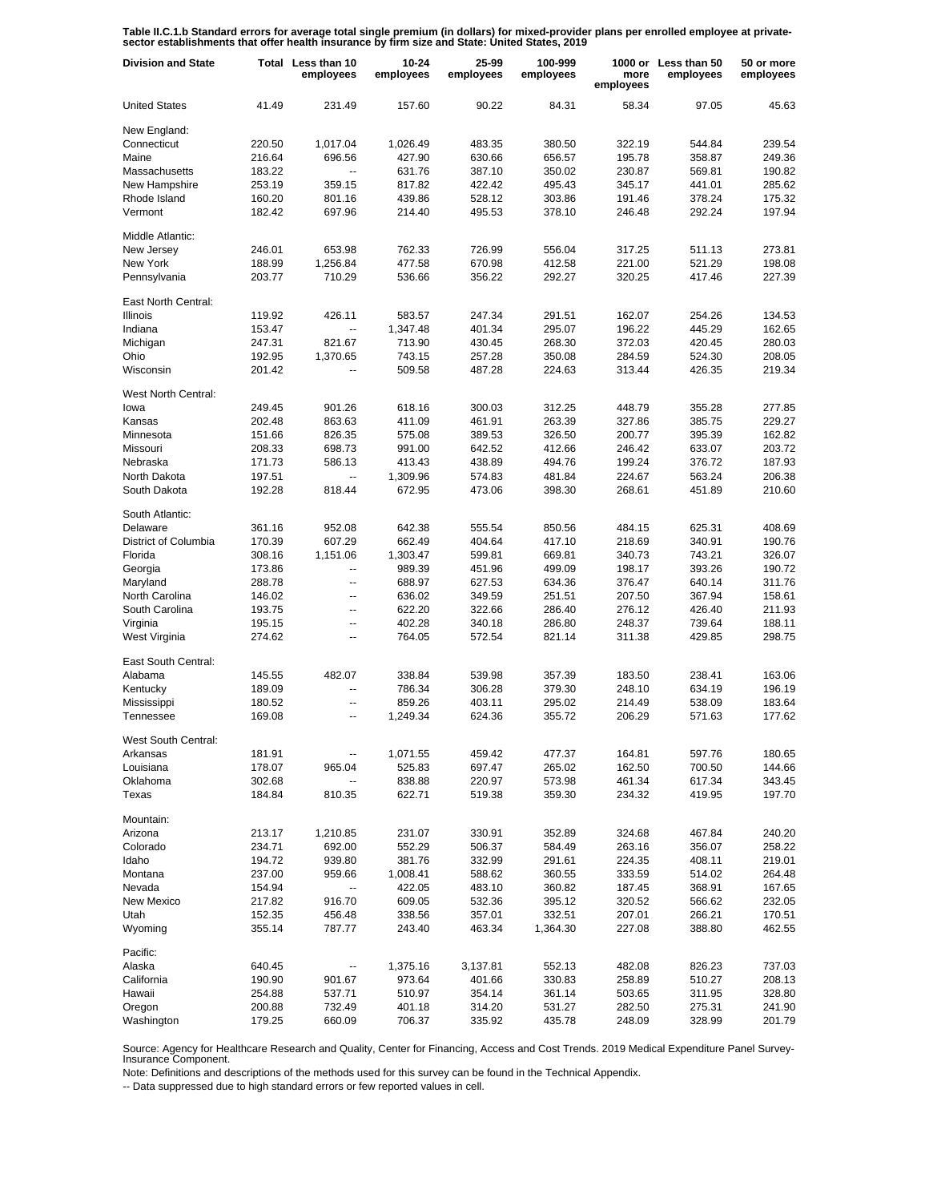**Table II.C.1.b Standard errors for average total single premium (in dollars) for mixed-provider plans per enrolled employee at private-sector establishments that offer health insurance by firm size and State: United States, 2019**

| Division and State | Total | Less than 10 employees | 10-24 employees | 25-99 employees | 100-999 employees | 1000 or more employees | Less than 50 employees | 50 or more employees |
|---|---|---|---|---|---|---|---|---|
| United States | 41.49 | 231.49 | 157.60 | 90.22 | 84.31 | 58.34 | 97.05 | 45.63 |
| New England: | | | | | | | | |
| Connecticut | 220.50 | 1,017.04 | 1,026.49 | 483.35 | 380.50 | 322.19 | 544.84 | 239.54 |
| Maine | 216.64 | 696.56 | 427.90 | 630.66 | 656.57 | 195.78 | 358.87 | 249.36 |
| Massachusetts | 183.22 | -- | 631.76 | 387.10 | 350.02 | 230.87 | 569.81 | 190.82 |
| New Hampshire | 253.19 | 359.15 | 817.82 | 422.42 | 495.43 | 345.17 | 441.01 | 285.62 |
| Rhode Island | 160.20 | 801.16 | 439.86 | 528.12 | 303.86 | 191.46 | 378.24 | 175.32 |
| Vermont | 182.42 | 697.96 | 214.40 | 495.53 | 378.10 | 246.48 | 292.24 | 197.94 |
| Middle Atlantic: | | | | | | | | |
| New Jersey | 246.01 | 653.98 | 762.33 | 726.99 | 556.04 | 317.25 | 511.13 | 273.81 |
| New York | 188.99 | 1,256.84 | 477.58 | 670.98 | 412.58 | 221.00 | 521.29 | 198.08 |
| Pennsylvania | 203.77 | 710.29 | 536.66 | 356.22 | 292.27 | 320.25 | 417.46 | 227.39 |
| East North Central: | | | | | | | | |
| Illinois | 119.92 | 426.11 | 583.57 | 247.34 | 291.51 | 162.07 | 254.26 | 134.53 |
| Indiana | 153.47 | -- | 1,347.48 | 401.34 | 295.07 | 196.22 | 445.29 | 162.65 |
| Michigan | 247.31 | 821.67 | 713.90 | 430.45 | 268.30 | 372.03 | 420.45 | 280.03 |
| Ohio | 192.95 | 1,370.65 | 743.15 | 257.28 | 350.08 | 284.59 | 524.30 | 208.05 |
| Wisconsin | 201.42 | -- | 509.58 | 487.28 | 224.63 | 313.44 | 426.35 | 219.34 |
| West North Central: | | | | | | | | |
| Iowa | 249.45 | 901.26 | 618.16 | 300.03 | 312.25 | 448.79 | 355.28 | 277.85 |
| Kansas | 202.48 | 863.63 | 411.09 | 461.91 | 263.39 | 327.86 | 385.75 | 229.27 |
| Minnesota | 151.66 | 826.35 | 575.08 | 389.53 | 326.50 | 200.77 | 395.39 | 162.82 |
| Missouri | 208.33 | 698.73 | 991.00 | 642.52 | 412.66 | 246.42 | 633.07 | 203.72 |
| Nebraska | 171.73 | 586.13 | 413.43 | 438.89 | 494.76 | 199.24 | 376.72 | 187.93 |
| North Dakota | 197.51 | -- | 1,309.96 | 574.83 | 481.84 | 224.67 | 563.24 | 206.38 |
| South Dakota | 192.28 | 818.44 | 672.95 | 473.06 | 398.30 | 268.61 | 451.89 | 210.60 |
| South Atlantic: | | | | | | | | |
| Delaware | 361.16 | 952.08 | 642.38 | 555.54 | 850.56 | 484.15 | 625.31 | 408.69 |
| District of Columbia | 170.39 | 607.29 | 662.49 | 404.64 | 417.10 | 218.69 | 340.91 | 190.76 |
| Florida | 308.16 | 1,151.06 | 1,303.47 | 599.81 | 669.81 | 340.73 | 743.21 | 326.07 |
| Georgia | 173.86 | -- | 989.39 | 451.96 | 499.09 | 198.17 | 393.26 | 190.72 |
| Maryland | 288.78 | -- | 688.97 | 627.53 | 634.36 | 376.47 | 640.14 | 311.76 |
| North Carolina | 146.02 | -- | 636.02 | 349.59 | 251.51 | 207.50 | 367.94 | 158.61 |
| South Carolina | 193.75 | -- | 622.20 | 322.66 | 286.40 | 276.12 | 426.40 | 211.93 |
| Virginia | 195.15 | -- | 402.28 | 340.18 | 286.80 | 248.37 | 739.64 | 188.11 |
| West Virginia | 274.62 | -- | 764.05 | 572.54 | 821.14 | 311.38 | 429.85 | 298.75 |
| East South Central: | | | | | | | | |
| Alabama | 145.55 | 482.07 | 338.84 | 539.98 | 357.39 | 183.50 | 238.41 | 163.06 |
| Kentucky | 189.09 | -- | 786.34 | 306.28 | 379.30 | 248.10 | 634.19 | 196.19 |
| Mississippi | 180.52 | -- | 859.26 | 403.11 | 295.02 | 214.49 | 538.09 | 183.64 |
| Tennessee | 169.08 | -- | 1,249.34 | 624.36 | 355.72 | 206.29 | 571.63 | 177.62 |
| West South Central: | | | | | | | | |
| Arkansas | 181.91 | -- | 1,071.55 | 459.42 | 477.37 | 164.81 | 597.76 | 180.65 |
| Louisiana | 178.07 | 965.04 | 525.83 | 697.47 | 265.02 | 162.50 | 700.50 | 144.66 |
| Oklahoma | 302.68 | -- | 838.88 | 220.97 | 573.98 | 461.34 | 617.34 | 343.45 |
| Texas | 184.84 | 810.35 | 622.71 | 519.38 | 359.30 | 234.32 | 419.95 | 197.70 |
| Mountain: | | | | | | | | |
| Arizona | 213.17 | 1,210.85 | 231.07 | 330.91 | 352.89 | 324.68 | 467.84 | 240.20 |
| Colorado | 234.71 | 692.00 | 552.29 | 506.37 | 584.49 | 263.16 | 356.07 | 258.22 |
| Idaho | 194.72 | 939.80 | 381.76 | 332.99 | 291.61 | 224.35 | 408.11 | 219.01 |
| Montana | 237.00 | 959.66 | 1,008.41 | 588.62 | 360.55 | 333.59 | 514.02 | 264.48 |
| Nevada | 154.94 | -- | 422.05 | 483.10 | 360.82 | 187.45 | 368.91 | 167.65 |
| New Mexico | 217.82 | 916.70 | 609.05 | 532.36 | 395.12 | 320.52 | 566.62 | 232.05 |
| Utah | 152.35 | 456.48 | 338.56 | 357.01 | 332.51 | 207.01 | 266.21 | 170.51 |
| Wyoming | 355.14 | 787.77 | 243.40 | 463.34 | 1,364.30 | 227.08 | 388.80 | 462.55 |
| Pacific: | | | | | | | | |
| Alaska | 640.45 | -- | 1,375.16 | 3,137.81 | 552.13 | 482.08 | 826.23 | 737.03 |
| California | 190.90 | 901.67 | 973.64 | 401.66 | 330.83 | 258.89 | 510.27 | 208.13 |
| Hawaii | 254.88 | 537.71 | 510.97 | 354.14 | 361.14 | 503.65 | 311.95 | 328.80 |
| Oregon | 200.88 | 732.49 | 401.18 | 314.20 | 531.27 | 282.50 | 275.31 | 241.90 |
| Washington | 179.25 | 660.09 | 706.37 | 335.92 | 435.78 | 248.09 | 328.99 | 201.79 |

Source: Agency for Healthcare Research and Quality, Center for Financing, Access and Cost Trends. 2019 Medical Expenditure Panel Survey-Insurance Component.

Note: Definitions and descriptions of the methods used for this survey can be found in the Technical Appendix.

-- Data suppressed due to high standard errors or few reported values in cell.